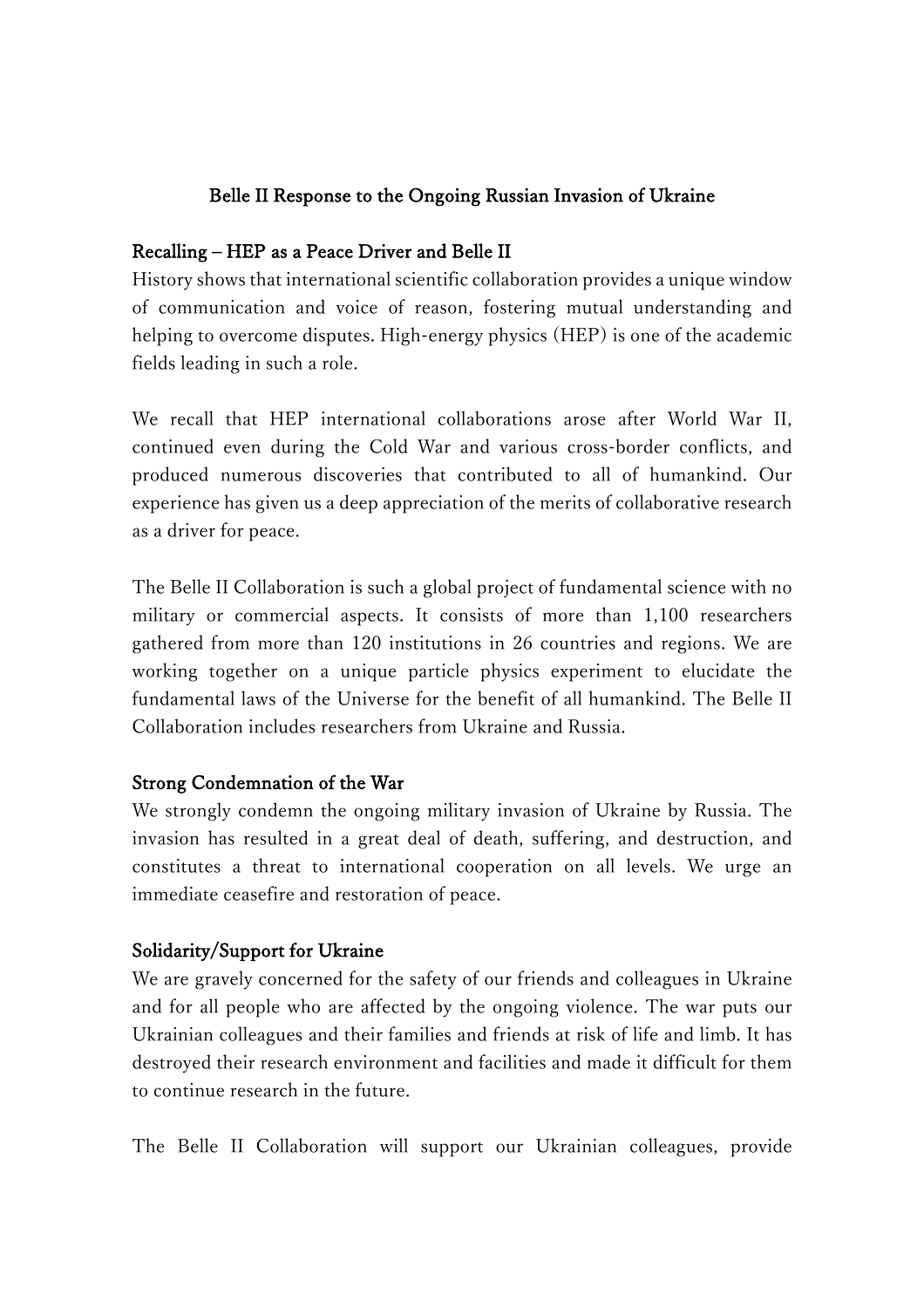# Belle II Response to the Ongoing Russian Invasion of Ukraine

## Recalling – HEP as a Peace Driver and Belle II

History shows that international scientific collaboration provides a unique window of communication and voice of reason, fostering mutual understanding and helping to overcome disputes. High-energy physics (HEP) is one of the academic fields leading in such a role.

We recall that HEP international collaborations arose after World War II, continued even during the Cold War and various cross-border conflicts, and produced numerous discoveries that contributed to all of humankind. Our experience has given us a deep appreciation of the merits of collaborative research as a driver for peace.

The Belle II Collaboration is such a global project of fundamental science with no military or commercial aspects. It consists of more than 1,100 researchers gathered from more than 120 institutions in 26 countries and regions. We are working together on a unique particle physics experiment to elucidate the fundamental laws of the Universe for the benefit of all humankind. The Belle II Collaboration includes researchers from Ukraine and Russia.

## Strong Condemnation of the War

We strongly condemn the ongoing military invasion of Ukraine by Russia. The invasion has resulted in a great deal of death, suffering, and destruction, and constitutes a threat to international cooperation on all levels. We urge an immediate ceasefire and restoration of peace.

## Solidarity/Support for Ukraine

We are gravely concerned for the safety of our friends and colleagues in Ukraine and for all people who are affected by the ongoing violence. The war puts our Ukrainian colleagues and their families and friends at risk of life and limb. It has destroyed their research environment and facilities and made it difficult for them to continue research in the future.

The Belle II Collaboration will support our Ukrainian colleagues, provide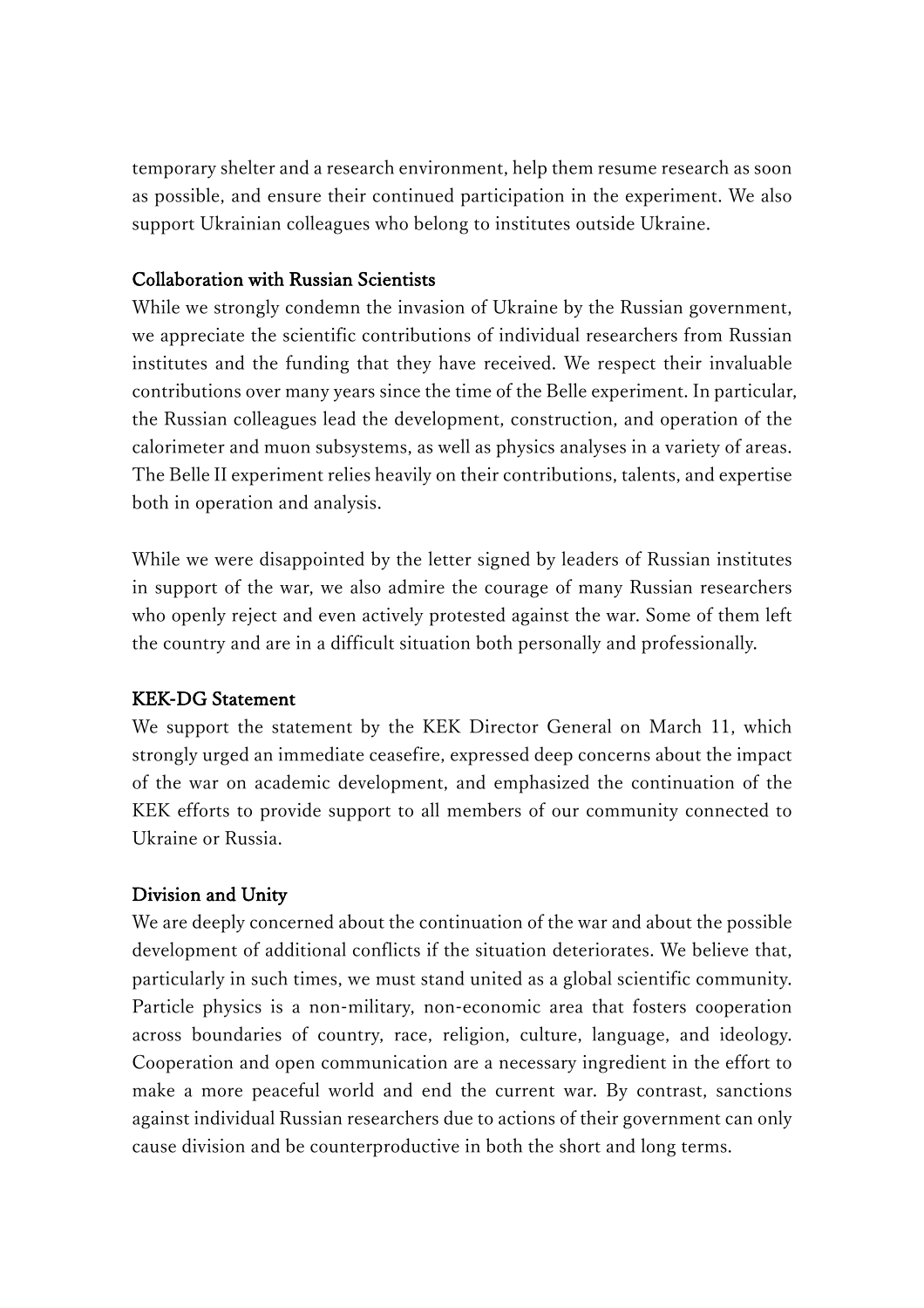temporary shelter and a research environment, help them resume research as soon as possible, and ensure their continued participation in the experiment. We also support Ukrainian colleagues who belong to institutes outside Ukraine.

**Collaboration with Russian Scientists**

While we strongly condemn the invasion of Ukraine by the Russian government, we appreciate the scientific contributions of individual researchers from Russian institutes and the funding that they have received. We respect their invaluable contributions over many years since the time of the Belle experiment. In particular, the Russian colleagues lead the development, construction, and operation of the calorimeter and muon subsystems, as well as physics analyses in a variety of areas. The Belle II experiment relies heavily on their contributions, talents, and expertise both in operation and analysis.

While we were disappointed by the letter signed by leaders of Russian institutes in support of the war, we also admire the courage of many Russian researchers who openly reject and even actively protested against the war. Some of them left the country and are in a difficult situation both personally and professionally.

**KEK-DG Statement**

We support the statement by the KEK Director General on March 11, which strongly urged an immediate ceasefire, expressed deep concerns about the impact of the war on academic development, and emphasized the continuation of the KEK efforts to provide support to all members of our community connected to Ukraine or Russia.

**Division and Unity**

We are deeply concerned about the continuation of the war and about the possible development of additional conflicts if the situation deteriorates. We believe that, particularly in such times, we must stand united as a global scientific community. Particle physics is a non-military, non-economic area that fosters cooperation across boundaries of country, race, religion, culture, language, and ideology. Cooperation and open communication are a necessary ingredient in the effort to make a more peaceful world and end the current war. By contrast, sanctions against individual Russian researchers due to actions of their government can only cause division and be counterproductive in both the short and long terms.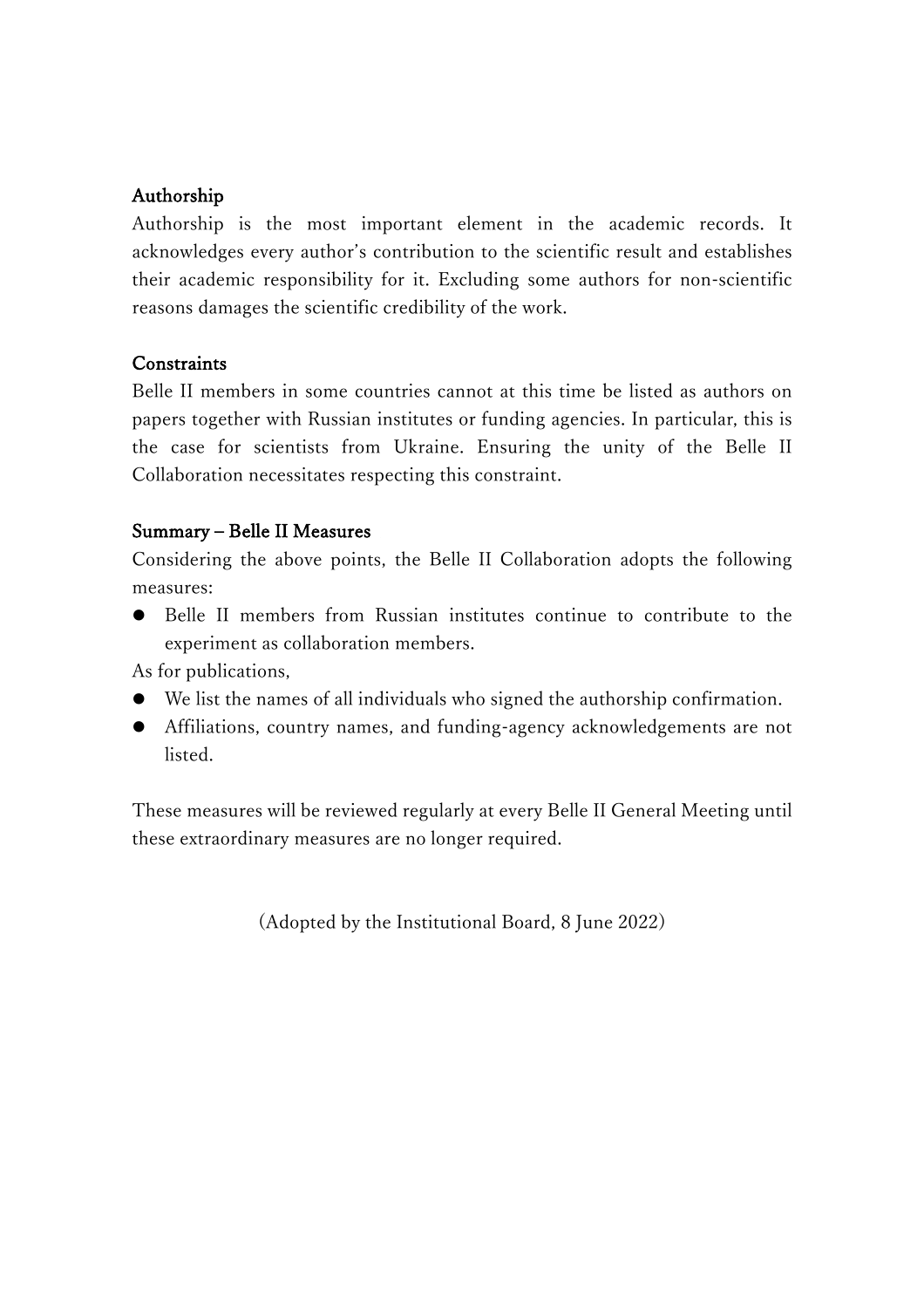## Authorship

Authorship is the most important element in the academic records. It acknowledges every author's contribution to the scientific result and establishes their academic responsibility for it. Excluding some authors for non-scientific reasons damages the scientific credibility of the work.

## Constraints

Belle II members in some countries cannot at this time be listed as authors on papers together with Russian institutes or funding agencies. In particular, this is the case for scientists from Ukraine. Ensuring the unity of the Belle II Collaboration necessitates respecting this constraint.

## Summary – Belle II Measures

Considering the above points, the Belle II Collaboration adopts the following measures:

- Belle II members from Russian institutes continue to contribute to the experiment as collaboration members.

As for publications,

- We list the names of all individuals who signed the authorship confirmation.
- Affiliations, country names, and funding-agency acknowledgements are not listed.

These measures will be reviewed regularly at every Belle II General Meeting until these extraordinary measures are no longer required.

(Adopted by the Institutional Board, 8 June 2022)